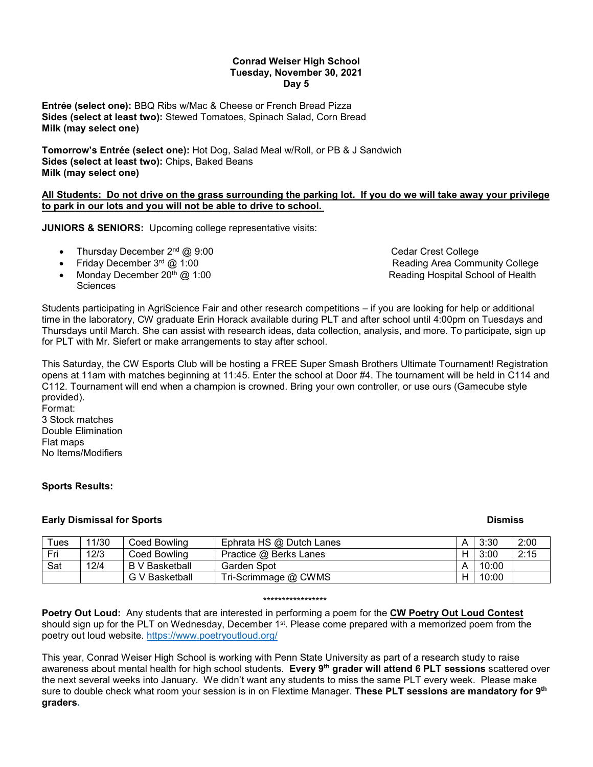**Conrad Weiser High School**
**Tuesday, November 30, 2021**
**Day 5**

**Entrée (select one):** BBQ Ribs w/Mac & Cheese or French Bread Pizza
**Sides (select at least two):** Stewed Tomatoes, Spinach Salad, Corn Bread
**Milk (may select one)**

**Tomorrow's Entrée (select one):** Hot Dog, Salad Meal w/Roll, or PB & J Sandwich
**Sides (select at least two):** Chips, Baked Beans
**Milk (may select one)**

**All Students: Do not drive on the grass surrounding the parking lot. If you do we will take away your privilege to park in our lots and you will not be able to drive to school.**

**JUNIORS & SENIORS:** Upcoming college representative visits:

- Thursday December 2nd @ 9:00 — Cedar Crest College
- Friday December 3rd @ 1:00 — Reading Area Community College
- Monday December 20th @ 1:00 — Reading Hospital School of Health Sciences

Students participating in AgriScience Fair and other research competitions – if you are looking for help or additional time in the laboratory, CW graduate Erin Horack available during PLT and after school until 4:00pm on Tuesdays and Thursdays until March. She can assist with research ideas, data collection, analysis, and more. To participate, sign up for PLT with Mr. Siefert or make arrangements to stay after school.

This Saturday, the CW Esports Club will be hosting a FREE Super Smash Brothers Ultimate Tournament! Registration opens at 11am with matches beginning at 11:45. Enter the school at Door #4. The tournament will be held in C114 and C112. Tournament will end when a champion is crowned. Bring your own controller, or use ours (Gamecube style provided).
Format:
3 Stock matches
Double Elimination
Flat maps
No Items/Modifiers

**Sports Results:**

**Early Dismissal for Sports**

| | | | | | | Dismiss |
|---|---|---|---|---|---|---|
| Tues | 11/30 | Coed Bowling | Ephrata HS @ Dutch Lanes | A | 3:30 | 2:00 |
| Fri | 12/3 | Coed Bowling | Practice @ Berks Lanes | H | 3:00 | 2:15 |
| Sat | 12/4 | B V Basketball | Garden Spot | A | 10:00 | |
| | | G V Basketball | Tri-Scrimmage @ CWMS | H | 10:00 | |

*****************

**Poetry Out Loud:** Any students that are interested in performing a poem for the **CW Poetry Out Loud Contest** should sign up for the PLT on Wednesday, December 1st. Please come prepared with a memorized poem from the poetry out loud website. https://www.poetryoutloud.org/

This year, Conrad Weiser High School is working with Penn State University as part of a research study to raise awareness about mental health for high school students. **Every 9th grader will attend 6 PLT sessions** scattered over the next several weeks into January. We didn't want any students to miss the same PLT every week. Please make sure to double check what room your session is in on Flextime Manager. **These PLT sessions are mandatory for 9th graders.**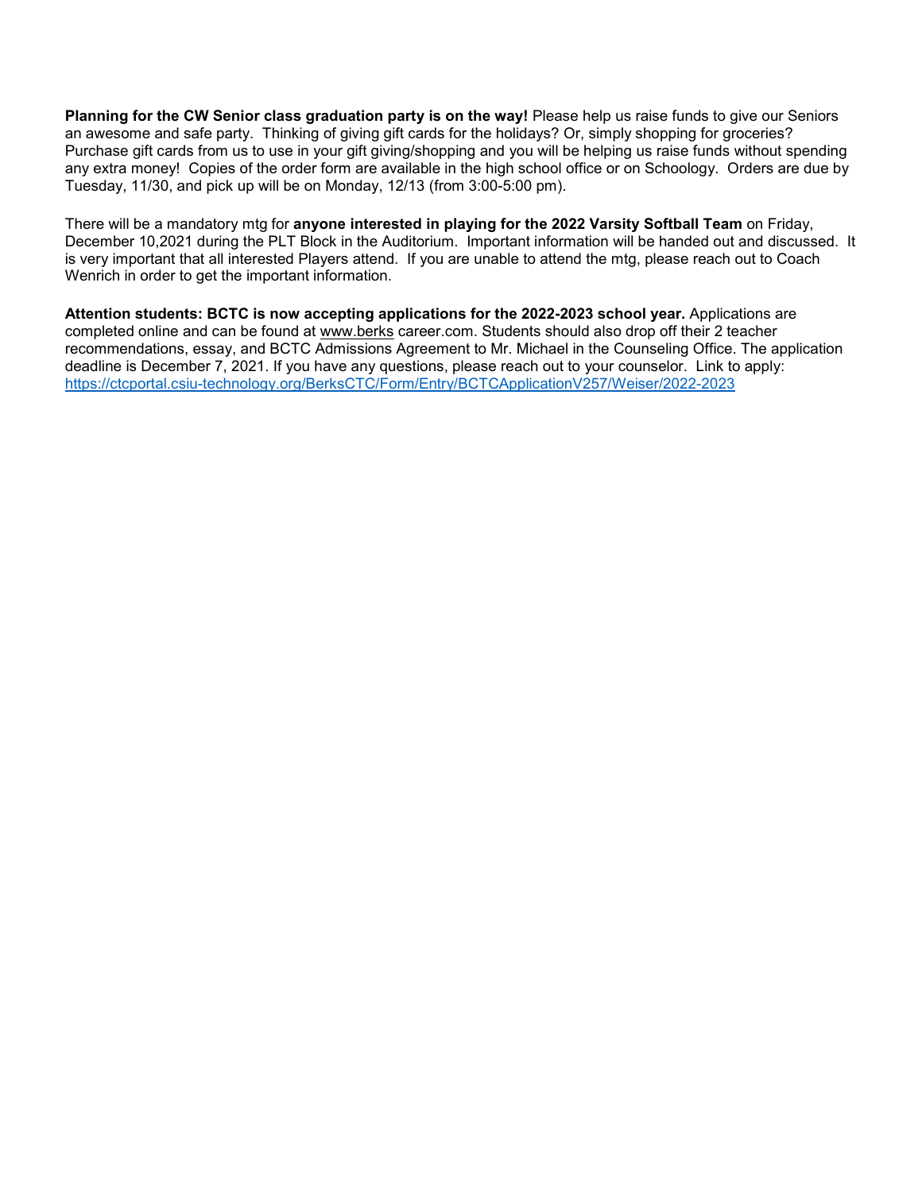**Planning for the CW Senior class graduation party is on the way!** Please help us raise funds to give our Seniors an awesome and safe party. Thinking of giving gift cards for the holidays? Or, simply shopping for groceries? Purchase gift cards from us to use in your gift giving/shopping and you will be helping us raise funds without spending any extra money! Copies of the order form are available in the high school office or on Schoology. Orders are due by Tuesday, 11/30, and pick up will be on Monday, 12/13 (from 3:00-5:00 pm).

There will be a mandatory mtg for **anyone interested in playing for the 2022 Varsity Softball Team** on Friday, December 10,2021 during the PLT Block in the Auditorium. Important information will be handed out and discussed. It is very important that all interested Players attend. If you are unable to attend the mtg, please reach out to Coach Wenrich in order to get the important information.

**Attention students: BCTC is now accepting applications for the 2022-2023 school year.** Applications are completed online and can be found at www.berks career.com. Students should also drop off their 2 teacher recommendations, essay, and BCTC Admissions Agreement to Mr. Michael in the Counseling Office. The application deadline is December 7, 2021. If you have any questions, please reach out to your counselor. Link to apply: https://ctcportal.csiu-technology.org/BerksCTC/Form/Entry/BCTCApplicationV257/Weiser/2022-2023